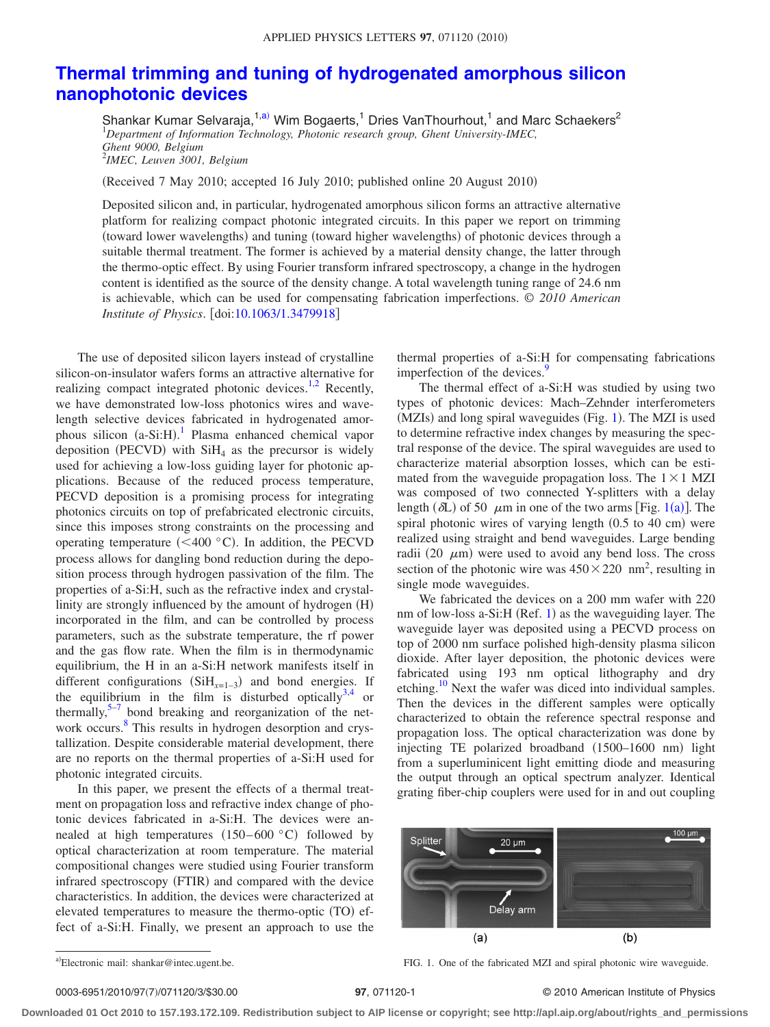# Thermal trimming and tuning of hydrogenated amorphous silicon nanophotonic devices

Shankar Kumar Selvaraja,[1,a)] Wim Bogaerts,[1] Dries VanThourhout,[1] and Marc Schaekers[2]

[1]*Department of Information Technology, Photonic research group, Ghent University-IMEC, Ghent 9000, Belgium*
[2]*IMEC, Leuven 3001, Belgium*

(Received 7 May 2010; accepted 16 July 2010; published online 20 August 2010)

Deposited silicon and, in particular, hydrogenated amorphous silicon forms an attractive alternative platform for realizing compact photonic integrated circuits. In this paper we report on trimming (toward lower wavelengths) and tuning (toward higher wavelengths) of photonic devices through a suitable thermal treatment. The former is achieved by a material density change, the latter through the thermo-optic effect. By using Fourier transform infrared spectroscopy, a change in the hydrogen content is identified as the source of the density change. A total wavelength tuning range of 24.6 nm is achievable, which can be used for compensating fabrication imperfections. © *2010 American Institute of Physics*. [doi:10.1063/1.3479918]

The use of deposited silicon layers instead of crystalline silicon-on-insulator wafers forms an attractive alternative for realizing compact integrated photonic devices.[1,2] Recently, we have demonstrated low-loss photonics wires and wavelength selective devices fabricated in hydrogenated amorphous silicon (a-Si:H).[1] Plasma enhanced chemical vapor deposition (PECVD) with $SiH_4$ as the precursor is widely used for achieving a low-loss guiding layer for photonic applications. Because of the reduced process temperature, PECVD deposition is a promising process for integrating photonics circuits on top of prefabricated electronic circuits, since this imposes strong constraints on the processing and operating temperature (<400 °C). In addition, the PECVD process allows for dangling bond reduction during the deposition process through hydrogen passivation of the film. The properties of a-Si:H, such as the refractive index and crystallinity are strongly influenced by the amount of hydrogen (H) incorporated in the film, and can be controlled by process parameters, such as the substrate temperature, the rf power and the gas flow rate. When the film is in thermodynamic equilibrium, the H in an a-Si:H network manifests itself in different configurations ($SiH_{x=1-3}$) and bond energies. If the equilibrium in the film is disturbed optically[3,4] or thermally,[5–7] bond breaking and reorganization of the network occurs.[8] This results in hydrogen desorption and crystallization. Despite considerable material development, there are no reports on the thermal properties of a-Si:H used for photonic integrated circuits.

In this paper, we present the effects of a thermal treatment on propagation loss and refractive index change of photonic devices fabricated in a-Si:H. The devices were annealed at high temperatures (150–600 °C) followed by optical characterization at room temperature. The material compositional changes were studied using Fourier transform infrared spectroscopy (FTIR) and compared with the device characteristics. In addition, the devices were characterized at elevated temperatures to measure the thermo-optic (TO) effect of a-Si:H. Finally, we present an approach to use the thermal properties of a-Si:H for compensating fabrications imperfection of the devices.[9]

The thermal effect of a-Si:H was studied by using two types of photonic devices: Mach–Zehnder interferometers (MZIs) and long spiral waveguides (Fig. 1). The MZI is used to determine refractive index changes by measuring the spectral response of the device. The spiral waveguides are used to characterize material absorption losses, which can be estimated from the waveguide propagation loss. The 1×1 MZI was composed of two connected Y-splitters with a delay length ($\delta L$) of 50 μm in one of the two arms [Fig. 1(a)]. The spiral photonic wires of varying length (0.5 to 40 cm) were realized using straight and bend waveguides. Large bending radii (20 μm) were used to avoid any bend loss. The cross section of the photonic wire was 450×220 nm$^2$, resulting in single mode waveguides.

We fabricated the devices on a 200 mm wafer with 220 nm of low-loss a-Si:H (Ref. 1) as the waveguiding layer. The waveguide layer was deposited using a PECVD process on top of 2000 nm surface polished high-density plasma silicon dioxide. After layer deposition, the photonic devices were fabricated using 193 nm optical lithography and dry etching.[10] Next the wafer was diced into individual samples. Then the devices in the different samples were optically characterized to obtain the reference spectral response and propagation loss. The optical characterization was done by injecting TE polarized broadband (1500–1600 nm) light from a superluminicent light emitting diode and measuring the output through an optical spectrum analyzer. Identical grating fiber-chip couplers were used for in and out coupling

FIG. 1. One of the fabricated MZI and spiral photonic wire waveguide.

[a)]Electronic mail: shankar@intec.ugent.be.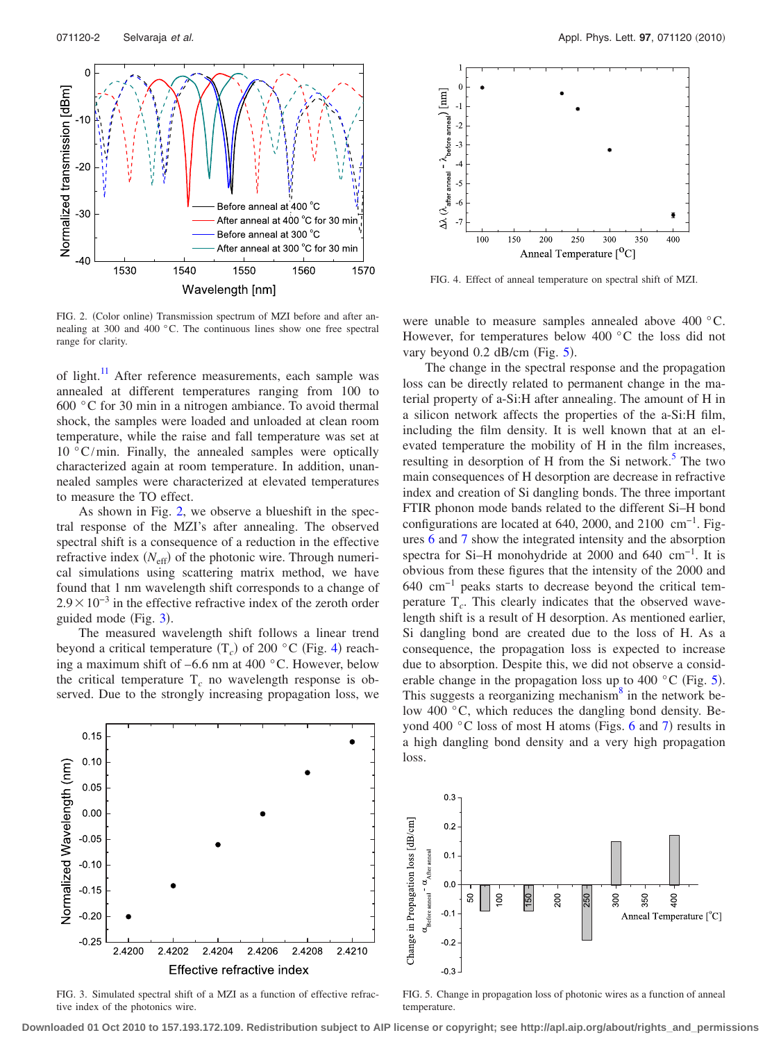FIG. 2. (Color online) Transmission spectrum of MZI before and after annealing at 300 and 400 °C. The continuous lines show one free spectral range for clarity.

FIG. 4. Effect of anneal temperature on spectral shift of MZI.

of light.[11] After reference measurements, each sample was annealed at different temperatures ranging from 100 to 600 °C for 30 min in a nitrogen ambiance. To avoid thermal shock, the samples were loaded and unloaded at clean room temperature, while the raise and fall temperature was set at 10 °C/min. Finally, the annealed samples were optically characterized again at room temperature. In addition, unannealed samples were characterized at elevated temperatures to measure the TO effect.

As shown in Fig. 2, we observe a blueshift in the spectral response of the MZI's after annealing. The observed spectral shift is a consequence of a reduction in the effective refractive index ($N_{\mathrm{eff}}$) of the photonic wire. Through numerical simulations using scattering matrix method, we have found that 1 nm wavelength shift corresponds to a change of $2.9 \times 10^{-3}$ in the effective refractive index of the zeroth order guided mode (Fig. 3).

The measured wavelength shift follows a linear trend beyond a critical temperature ($T_c$) of 200 °C (Fig. 4) reaching a maximum shift of –6.6 nm at 400 °C. However, below the critical temperature $T_c$ no wavelength response is observed. Due to the strongly increasing propagation loss, we were unable to measure samples annealed above 400 °C. However, for temperatures below 400 °C the loss did not vary beyond 0.2 dB/cm (Fig. 5).

The change in the spectral response and the propagation loss can be directly related to permanent change in the material property of a-Si:H after annealing. The amount of H in a silicon network affects the properties of the a-Si:H film, including the film density. It is well known that at an elevated temperature the mobility of H in the film increases, resulting in desorption of H from the Si network.[5] The two main consequences of H desorption are decrease in refractive index and creation of Si dangling bonds. The three important FTIR phonon mode bands related to the different Si–H bond configurations are located at 640, 2000, and 2100 cm$^{-1}$. Figures 6 and 7 show the integrated intensity and the absorption spectra for Si–H monohydride at 2000 and 640 cm$^{-1}$. It is obvious from these figures that the intensity of the 2000 and 640 cm$^{-1}$ peaks starts to decrease beyond the critical temperature $T_c$. This clearly indicates that the observed wavelength shift is a result of H desorption. As mentioned earlier, Si dangling bond are created due to the loss of H. As a consequence, the propagation loss is expected to increase due to absorption. Despite this, we did not observe a considerable change in the propagation loss up to 400 °C (Fig. 5). This suggests a reorganizing mechanism[8] in the network below 400 °C, which reduces the dangling bond density. Beyond 400 °C loss of most H atoms (Figs. 6 and 7) results in a high dangling bond density and a very high propagation loss.

FIG. 3. Simulated spectral shift of a MZI as a function of effective refractive index of the photonics wire.

FIG. 5. Change in propagation loss of photonic wires as a function of anneal temperature.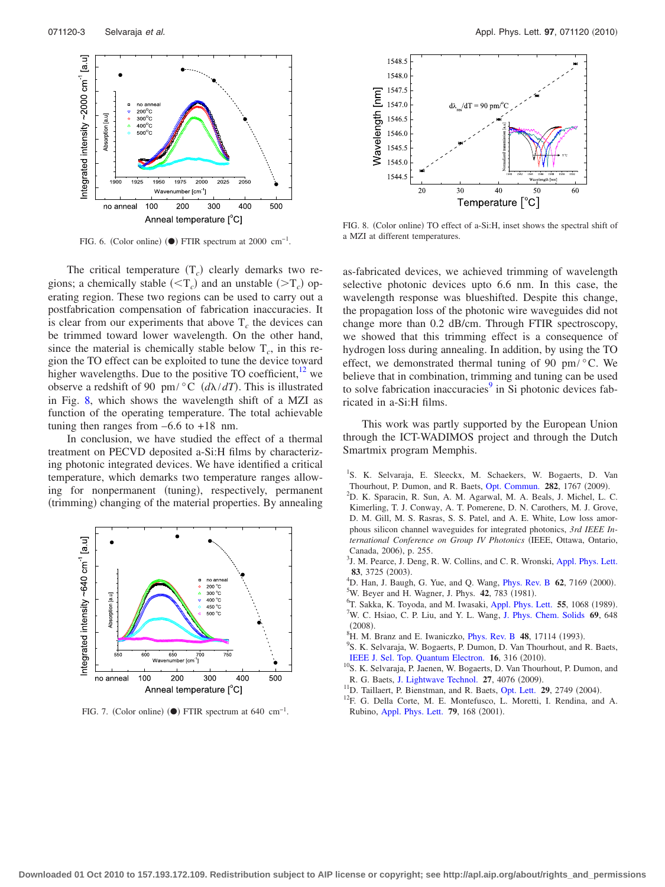Integrated intensity ~2000 cm$^{-1}$ [a.u]

Anneal temperature [°C]

no anneal 100 200 300 400 500

Absorption [a.u]

Wavenumber [cm$^{-1}$]

1900 1925 1950 1975 2000 2025 2050

no anneal
200°C
300°C
400°C
500°C

FIG. 6. (Color online) (●) FTIR spectrum at 2000 cm$^{-1}$.

Wavelength [nm]

Temperature [°C]

20 30 40 50 60

1544.5 1545.0 1545.5 1546.0 1546.5 1547.0 1547.5 1548.0 1548.5

$d\lambda_{res}/dT = 90$ pm/°C

FIG. 8. (Color online) TO effect of a-Si:H, inset shows the spectral shift of a MZI at different temperatures.

The critical temperature ($T_c$) clearly demarks two regions; a chemically stable ($<T_c$) and an unstable ($>T_c$) operating region. These two regions can be used to carry out a postfabrication compensation of fabrication inaccuracies. It is clear from our experiments that above $T_c$ the devices can be trimmed toward lower wavelength. On the other hand, since the material is chemically stable below $T_c$, in this region the TO effect can be exploited to tune the device toward higher wavelengths. Due to the positive TO coefficient,[12] we observe a redshift of 90 pm/°C ($d\lambda/dT$). This is illustrated in Fig. 8, which shows the wavelength shift of a MZI as function of the operating temperature. The total achievable tuning then ranges from –6.6 to +18 nm.

In conclusion, we have studied the effect of a thermal treatment on PECVD deposited a-Si:H films by characterizing photonic integrated devices. We have identified a critical temperature, which demarks two temperature ranges allowing for nonpermanent (tuning), respectively, permanent (trimming) changing of the material properties. By annealing as-fabricated devices, we achieved trimming of wavelength selective photonic devices upto 6.6 nm. In this case, the wavelength response was blueshifted. Despite this change, the propagation loss of the photonic wire waveguides did not change more than 0.2 dB/cm. Through FTIR spectroscopy, we showed that this trimming effect is a consequence of hydrogen loss during annealing. In addition, by using the TO effect, we demonstrated thermal tuning of 90 pm/°C. We believe that in combination, trimming and tuning can be used to solve fabrication inaccuracies[9] in Si photonic devices fabricated in a-Si:H films.

Integrated intensity ~640 cm$^{-1}$ [a.u]

Anneal temperature [°C]

no anneal 100 200 300 400 500

Absorption [a.u]

Wavenumber [cm$^{-1}$]

550 600 650 700 750

no anneal
200 °C
300 °C
400 °C
450 °C
500 °C

FIG. 7. (Color online) (●) FTIR spectrum at 640 cm$^{-1}$.

This work was partly supported by the European Union through the ICT-WADIMOS project and through the Dutch Smartmix program Memphis.

[1] S. K. Selvaraja, E. Sleeckx, M. Schaekers, W. Bogaerts, D. Van Thourhout, P. Dumon, and R. Baets, Opt. Commun. **282**, 1767 (2009).
[2] D. K. Sparacin, R. Sun, A. M. Agarwal, M. A. Beals, J. Michel, L. C. Kimerling, T. J. Conway, A. T. Pomerene, D. N. Carothers, M. J. Grove, D. M. Gill, M. S. Rasras, S. S. Patel, and A. E. White, Low loss amorphous silicon channel waveguides for integrated photonics, *3rd IEEE International Conference on Group IV Photonics* (IEEE, Ottawa, Ontario, Canada, 2006), p. 255.
[3] J. M. Pearce, J. Deng, R. W. Collins, and C. R. Wronski, Appl. Phys. Lett. **83**, 3725 (2003).
[4] D. Han, J. Baugh, G. Yue, and Q. Wang, Phys. Rev. B **62**, 7169 (2000).
[5] W. Beyer and H. Wagner, J. Phys. **42**, 783 (1981).
[6] T. Sakka, K. Toyoda, and M. Iwasaki, Appl. Phys. Lett. **55**, 1068 (1989).
[7] W. C. Hsiao, C. P. Liu, and Y. L. Wang, J. Phys. Chem. Solids **69**, 648 (2008).
[8] H. M. Branz and E. Iwaniczko, Phys. Rev. B **48**, 17114 (1993).
[9] S. K. Selvaraja, W. Bogaerts, P. Dumon, D. Van Thourhout, and R. Baets, IEEE J. Sel. Top. Quantum Electron. **16**, 316 (2010).
[10] S. K. Selvaraja, P. Jaenen, W. Bogaerts, D. Van Thourhout, P. Dumon, and R. G. Baets, J. Lightwave Technol. **27**, 4076 (2009).
[11] D. Taillaert, P. Bienstman, and R. Baets, Opt. Lett. **29**, 2749 (2004).
[12] F. G. Della Corte, M. E. Montefusco, L. Moretti, I. Rendina, and A. Rubino, Appl. Phys. Lett. **79**, 168 (2001).